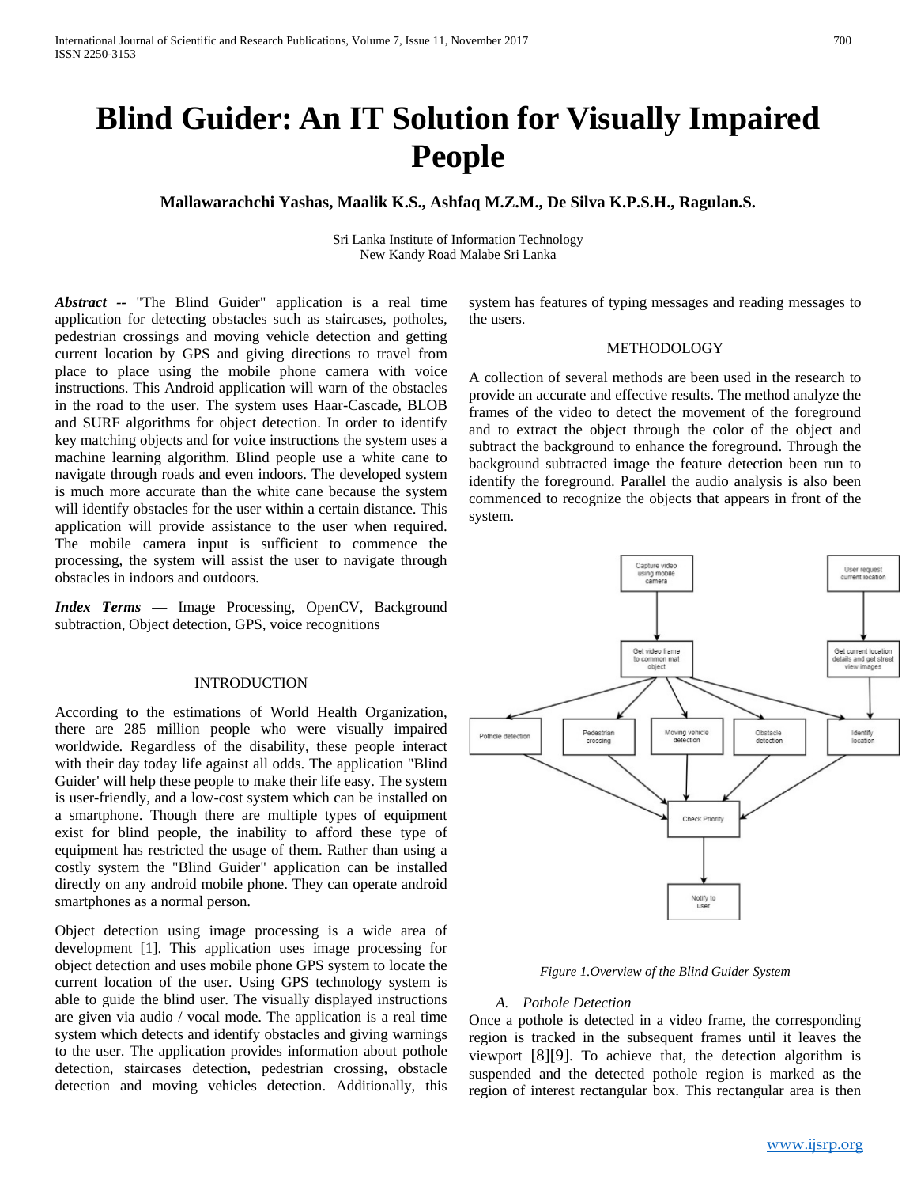# Blind Guider: An IT Solution for Visually Impaired People

**Mallawarachchi Yashas, Maalik K.S., Ashfaq M.Z.M., De Silva K.P.S.H., Ragulan.S.**

Sri Lanka Institute of Information Technology
New Kandy Road Malabe Sri Lanka

***Abstract*** -- "The Blind Guider" application is a real time application for detecting obstacles such as staircases, potholes, pedestrian crossings and moving vehicle detection and getting current location by GPS and giving directions to travel from place to place using the mobile phone camera with voice instructions. This Android application will warn of the obstacles in the road to the user. The system uses Haar-Cascade, BLOB and SURF algorithms for object detection. In order to identify key matching objects and for voice instructions the system uses a machine learning algorithm. Blind people use a white cane to navigate through roads and even indoors. The developed system is much more accurate than the white cane because the system will identify obstacles for the user within a certain distance. This application will provide assistance to the user when required. The mobile camera input is sufficient to commence the processing, the system will assist the user to navigate through obstacles in indoors and outdoors.

***Index Terms*** — Image Processing, OpenCV, Background subtraction, Object detection, GPS, voice recognitions

## INTRODUCTION

According to the estimations of World Health Organization, there are 285 million people who were visually impaired worldwide. Regardless of the disability, these people interact with their day today life against all odds. The application "Blind Guider' will help these people to make their life easy. The system is user-friendly, and a low-cost system which can be installed on a smartphone. Though there are multiple types of equipment exist for blind people, the inability to afford these type of equipment has restricted the usage of them. Rather than using a costly system the "Blind Guider" application can be installed directly on any android mobile phone. They can operate android smartphones as a normal person.

Object detection using image processing is a wide area of development [1]. This application uses image processing for object detection and uses mobile phone GPS system to locate the current location of the user. Using GPS technology system is able to guide the blind user. The visually displayed instructions are given via audio / vocal mode. The application is a real time system which detects and identify obstacles and giving warnings to the user. The application provides information about pothole detection, staircases detection, pedestrian crossing, obstacle detection and moving vehicles detection. Additionally, this system has features of typing messages and reading messages to the users.

## METHODOLOGY

A collection of several methods are been used in the research to provide an accurate and effective results. The method analyze the frames of the video to detect the movement of the foreground and to extract the object through the color of the object and subtract the background to enhance the foreground. Through the background subtracted image the feature detection been run to identify the foreground. Parallel the audio analysis is also been commenced to recognize the objects that appears in front of the system.

Capture video using mobile camera → Get video frame to common mat object → Pothole detection / Pedestrian crossing / Moving vehicle detection / Obstacle detection / Identify location → Check Priority → Notify to user

User request current location → Get current location details and get street view images → Identify location

*Figure 1.Overview of the Blind Guider System*

### *A. Pothole Detection*

Once a pothole is detected in a video frame, the corresponding region is tracked in the subsequent frames until it leaves the viewport [8][9]. To achieve that, the detection algorithm is suspended and the detected pothole region is marked as the region of interest rectangular box. This rectangular area is then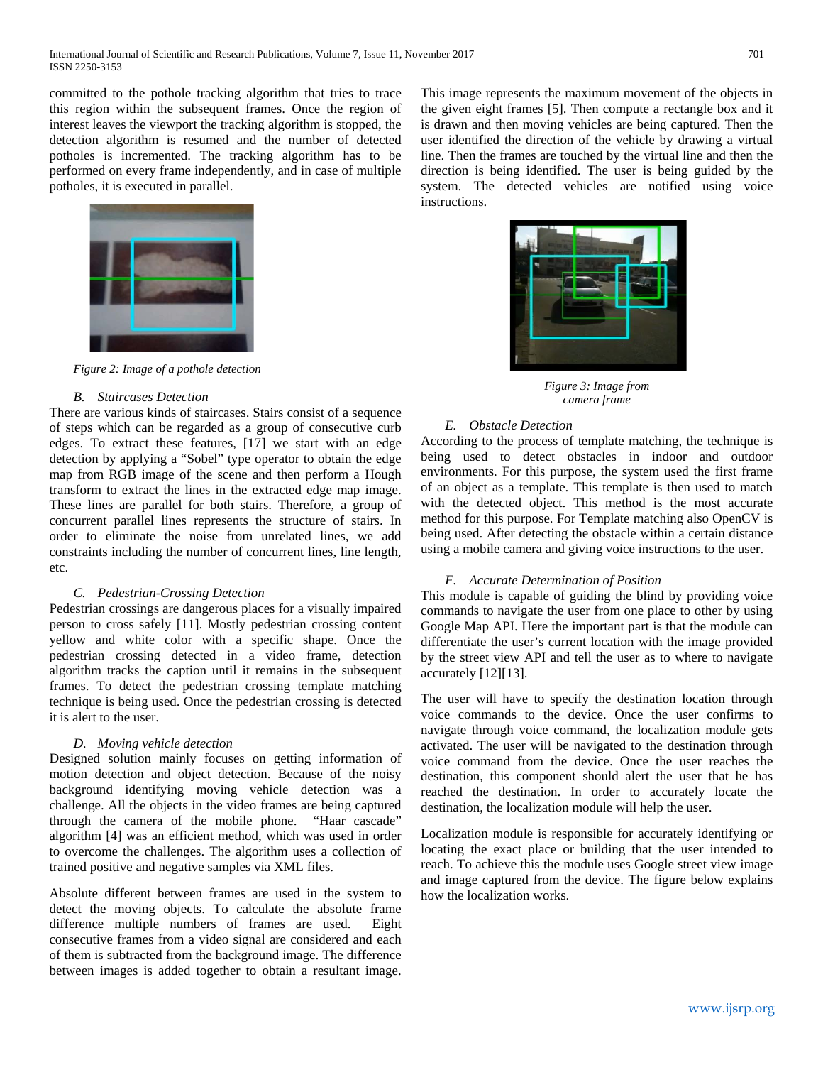committed to the pothole tracking algorithm that tries to trace this region within the subsequent frames. Once the region of interest leaves the viewport the tracking algorithm is stopped, the detection algorithm is resumed and the number of detected potholes is incremented. The tracking algorithm has to be performed on every frame independently, and in case of multiple potholes, it is executed in parallel.

*Figure 2: Image of a pothole detection*

### B. Staircases Detection

There are various kinds of staircases. Stairs consist of a sequence of steps which can be regarded as a group of consecutive curb edges. To extract these features, [17] we start with an edge detection by applying a "Sobel" type operator to obtain the edge map from RGB image of the scene and then perform a Hough transform to extract the lines in the extracted edge map image. These lines are parallel for both stairs. Therefore, a group of concurrent parallel lines represents the structure of stairs. In order to eliminate the noise from unrelated lines, we add constraints including the number of concurrent lines, line length, etc.

### C. Pedestrian-Crossing Detection

Pedestrian crossings are dangerous places for a visually impaired person to cross safely [11]. Mostly pedestrian crossing content yellow and white color with a specific shape. Once the pedestrian crossing detected in a video frame, detection algorithm tracks the caption until it remains in the subsequent frames. To detect the pedestrian crossing template matching technique is being used. Once the pedestrian crossing is detected it is alert to the user.

### D. Moving vehicle detection

Designed solution mainly focuses on getting information of motion detection and object detection. Because of the noisy background identifying moving vehicle detection was a challenge. All the objects in the video frames are being captured through the camera of the mobile phone. "Haar cascade" algorithm [4] was an efficient method, which was used in order to overcome the challenges. The algorithm uses a collection of trained positive and negative samples via XML files.

Absolute different between frames are used in the system to detect the moving objects. To calculate the absolute frame difference multiple numbers of frames are used. Eight consecutive frames from a video signal are considered and each of them is subtracted from the background image. The difference between images is added together to obtain a resultant image. This image represents the maximum movement of the objects in the given eight frames [5]. Then compute a rectangle box and it is drawn and then moving vehicles are being captured. Then the user identified the direction of the vehicle by drawing a virtual line. Then the frames are touched by the virtual line and then the direction is being identified. The user is being guided by the system. The detected vehicles are notified using voice instructions.

*Figure 3: Image from camera frame*

### E. Obstacle Detection

According to the process of template matching, the technique is being used to detect obstacles in indoor and outdoor environments. For this purpose, the system used the first frame of an object as a template. This template is then used to match with the detected object. This method is the most accurate method for this purpose. For Template matching also OpenCV is being used. After detecting the obstacle within a certain distance using a mobile camera and giving voice instructions to the user.

### F. Accurate Determination of Position

This module is capable of guiding the blind by providing voice commands to navigate the user from one place to other by using Google Map API. Here the important part is that the module can differentiate the user's current location with the image provided by the street view API and tell the user as to where to navigate accurately [12][13].

The user will have to specify the destination location through voice commands to the device. Once the user confirms to navigate through voice command, the localization module gets activated. The user will be navigated to the destination through voice command from the device. Once the user reaches the destination, this component should alert the user that he has reached the destination. In order to accurately locate the destination, the localization module will help the user.

Localization module is responsible for accurately identifying or locating the exact place or building that the user intended to reach. To achieve this the module uses Google street view image and image captured from the device. The figure below explains how the localization works.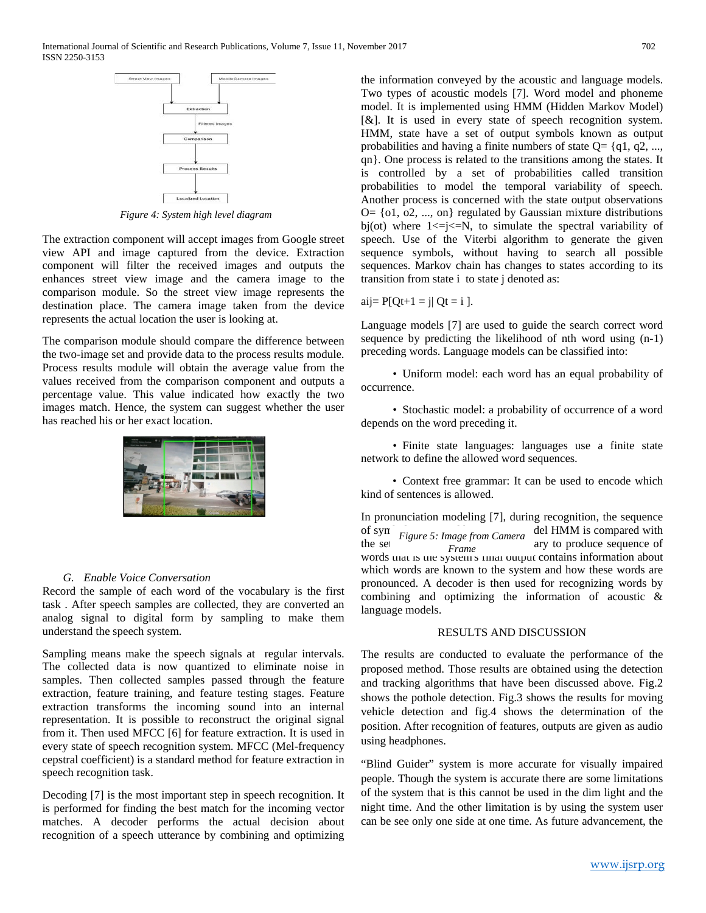Figure 4: System high level diagram

The extraction component will accept images from Google street view API and image captured from the device. Extraction component will filter the received images and outputs the enhances street view image and the camera image to the comparison module. So the street view image represents the destination place. The camera image taken from the device represents the actual location the user is looking at.

The comparison module should compare the difference between the two-image set and provide data to the process results module. Process results module will obtain the average value from the values received from the comparison component and outputs a percentage value. This value indicated how exactly the two images match. Hence, the system can suggest whether the user has reached his or her exact location.

Figure 5: Image from Camera Frame

### G. Enable Voice Conversation

Record the sample of each word of the vocabulary is the first task . After speech samples are collected, they are converted an analog signal to digital form by sampling to make them understand the speech system.

Sampling means make the speech signals at regular intervals. The collected data is now quantized to eliminate noise in samples. Then collected samples passed through the feature extraction, feature training, and feature testing stages. Feature extraction transforms the incoming sound into an internal representation. It is possible to reconstruct the original signal from it. Then used MFCC [6] for feature extraction. It is used in every state of speech recognition system. MFCC (Mel-frequency cepstral coefficient) is a standard method for feature extraction in speech recognition task.

Decoding [7] is the most important step in speech recognition. It is performed for finding the best match for the incoming vector matches. A decoder performs the actual decision about recognition of a speech utterance by combining and optimizing the information conveyed by the acoustic and language models. Two types of acoustic models [7]. Word model and phoneme model. It is implemented using HMM (Hidden Markov Model) [&]. It is used in every state of speech recognition system. HMM, state have a set of output symbols known as output probabilities and having a finite numbers of state Q= {q1, q2, ..., qn}. One process is related to the transitions among the states. It is controlled by a set of probabilities called transition probabilities to model the temporal variability of speech. Another process is concerned with the state output observations O= {o1, o2, ..., on} regulated by Gaussian mixture distributions bj(ot) where 1<=j<=N, to simulate the spectral variability of speech. Use of the Viterbi algorithm to generate the given sequence symbols, without having to search all possible sequences. Markov chain has changes to states according to its transition from state i to state j denoted as:

aij= P[Qt+1 = j| Qt = i ].

Language models [7] are used to guide the search correct word sequence by predicting the likelihood of nth word using (n-1) preceding words. Language models can be classified into:

- Uniform model: each word has an equal probability of occurrence.
- Stochastic model: a probability of occurrence of a word depends on the word preceding it.
- Finite state languages: languages use a finite state network to define the allowed word sequences.
- Context free grammar: It can be used to encode which kind of sentences is allowed.

In pronunciation modeling [7], during recognition, the sequence of syn... del HMM is compared with the se... ary to produce sequence of words that is the system's final output contains information about which words are known to the system and how these words are pronounced. A decoder is then used for recognizing words by combining and optimizing the information of acoustic & language models.

## RESULTS AND DISCUSSION

The results are conducted to evaluate the performance of the proposed method. Those results are obtained using the detection and tracking algorithms that have been discussed above. Fig.2 shows the pothole detection. Fig.3 shows the results for moving vehicle detection and fig.4 shows the determination of the position. After recognition of features, outputs are given as audio using headphones.

"Blind Guider" system is more accurate for visually impaired people. Though the system is accurate there are some limitations of the system that is this cannot be used in the dim light and the night time. And the other limitation is by using the system user can be see only one side at one time. As future advancement, the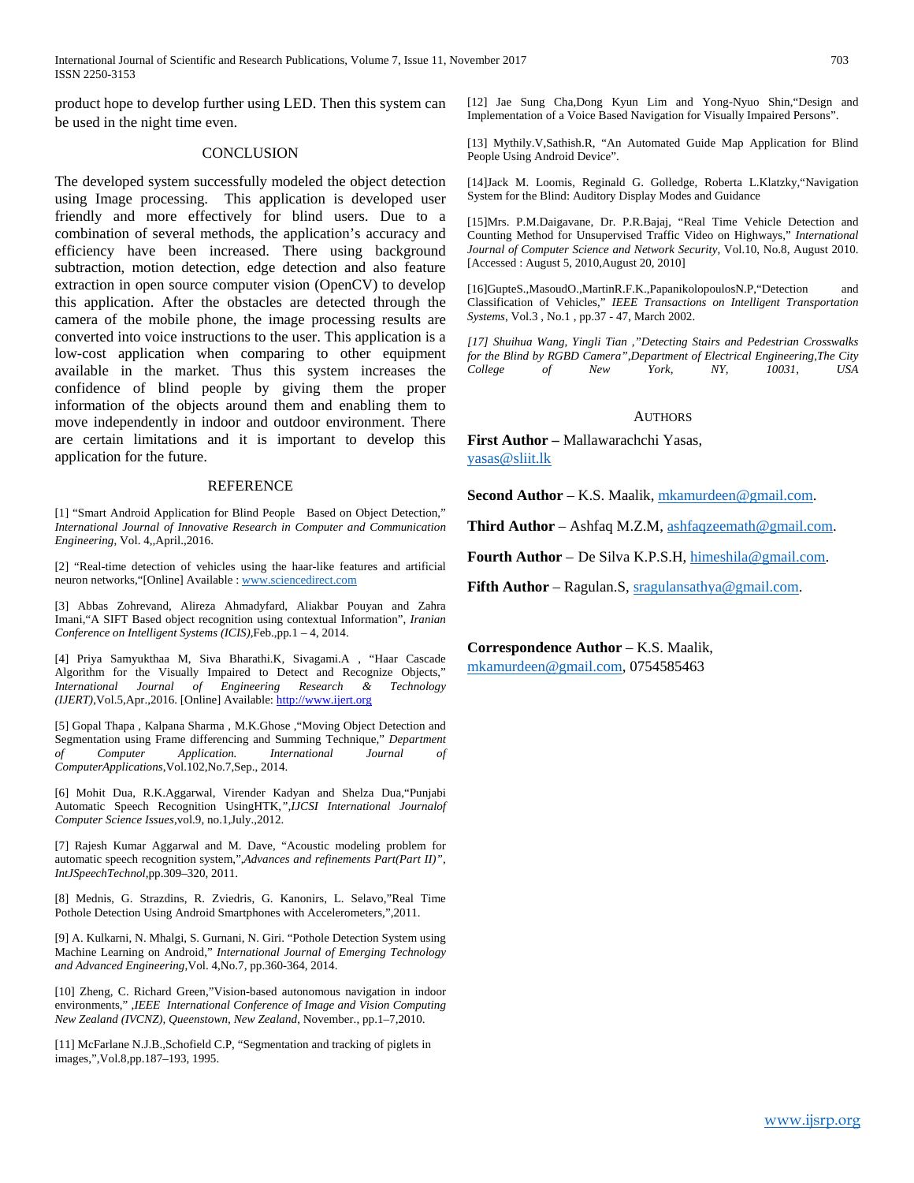product hope to develop further using LED. Then this system can be used in the night time even.

## CONCLUSION

The developed system successfully modeled the object detection using Image processing. This application is developed user friendly and more effectively for blind users. Due to a combination of several methods, the application's accuracy and efficiency have been increased. There using background subtraction, motion detection, edge detection and also feature extraction in open source computer vision (OpenCV) to develop this application. After the obstacles are detected through the camera of the mobile phone, the image processing results are converted into voice instructions to the user. This application is a low-cost application when comparing to other equipment available in the market. Thus this system increases the confidence of blind people by giving them the proper information of the objects around them and enabling them to move independently in indoor and outdoor environment. There are certain limitations and it is important to develop this application for the future.

## REFERENCE

[1] "Smart Android Application for Blind People Based on Object Detection," *International Journal of Innovative Research in Computer and Communication Engineering*, Vol. 4,,April.,2016.

[2] "Real-time detection of vehicles using the haar-like features and artificial neuron networks,"[Online] Available : www.sciencedirect.com

[3] Abbas Zohrevand, Alireza Ahmadyfard, Aliakbar Pouyan and Zahra Imani,"A SIFT Based object recognition using contextual Information", *Iranian Conference on Intelligent Systems (ICIS)*,Feb.,pp.1 – 4, 2014.

[4] Priya Samyukthaa M, Siva Bharathi.K, Sivagami.A , "Haar Cascade Algorithm for the Visually Impaired to Detect and Recognize Objects," *International Journal of Engineering Research & Technology (IJERT)*,Vol.5,Apr.,2016. [Online] Available: http://www.ijert.org

[5] Gopal Thapa , Kalpana Sharma , M.K.Ghose ,"Moving Object Detection and Segmentation using Frame differencing and Summing Technique," *Department of Computer Application. International Journal of ComputerApplications*,Vol.102,No.7,Sep., 2014.

[6] Mohit Dua, R.K.Aggarwal, Virender Kadyan and Shelza Dua,"Punjabi Automatic Speech Recognition UsingHTK,",*IJCSI International Journalof Computer Science Issues*,vol.9, no.1,July.,2012.

[7] Rajesh Kumar Aggarwal and M. Dave, "Acoustic modeling problem for automatic speech recognition system,",*Advances and refinements Part(Part II)", IntJSpeechTechnol*,pp.309–320, 2011.

[8] Mednis, G. Strazdins, R. Zviedris, G. Kanonirs, L. Selavo,"Real Time Pothole Detection Using Android Smartphones with Accelerometers,",2011.

[9] A. Kulkarni, N. Mhalgi, S. Gurnani, N. Giri. "Pothole Detection System using Machine Learning on Android," *International Journal of Emerging Technology and Advanced Engineering*,Vol. 4,No.7, pp.360-364, 2014.

[10] Zheng, C. Richard Green,"Vision-based autonomous navigation in indoor environments," ,*IEEE International Conference of Image and Vision Computing New Zealand (IVCNZ), Queenstown, New Zealand*, November., pp.1–7,2010.

[11] McFarlane N.J.B.,Schofield C.P, "Segmentation and tracking of piglets in images,",Vol.8,pp.187–193, 1995.

[12] Jae Sung Cha,Dong Kyun Lim and Yong-Nyuo Shin,"Design and Implementation of a Voice Based Navigation for Visually Impaired Persons".

[13] Mythily.V,Sathish.R, "An Automated Guide Map Application for Blind People Using Android Device".

[14]Jack M. Loomis, Reginald G. Golledge, Roberta L.Klatzky,"Navigation System for the Blind: Auditory Display Modes and Guidance

[15]Mrs. P.M.Daigavane, Dr. P.R.Bajaj, "Real Time Vehicle Detection and Counting Method for Unsupervised Traffic Video on Highways," *International Journal of Computer Science and Network Security*, Vol.10, No.8, August 2010. [Accessed : August 5, 2010,August 20, 2010]

[16]GupteS.,MasoudO.,MartinR.F.K.,PapanikolopoulosN.P,"Detection and Classification of Vehicles," *IEEE Transactions on Intelligent Transportation Systems*, Vol.3 , No.1 , pp.37 - 47, March 2002.

*[17] Shuihua Wang, Yingli Tian ,"Detecting Stairs and Pedestrian Crosswalks for the Blind by RGBD Camera",Department of Electrical Engineering,The City College of New York, NY, 10031, USA*

## AUTHORS

**First Author –** Mallawarachchi Yasas, yasas@sliit.lk

**Second Author** – K.S. Maalik, mkamurdeen@gmail.com.

**Third Author** – Ashfaq M.Z.M, ashfaqzeemath@gmail.com.

**Fourth Author** – De Silva K.P.S.H, himeshila@gmail.com.

**Fifth Author** – Ragulan.S, sragulansathya@gmail.com.

**Correspondence Author** – K.S. Maalik, mkamurdeen@gmail.com, 0754585463